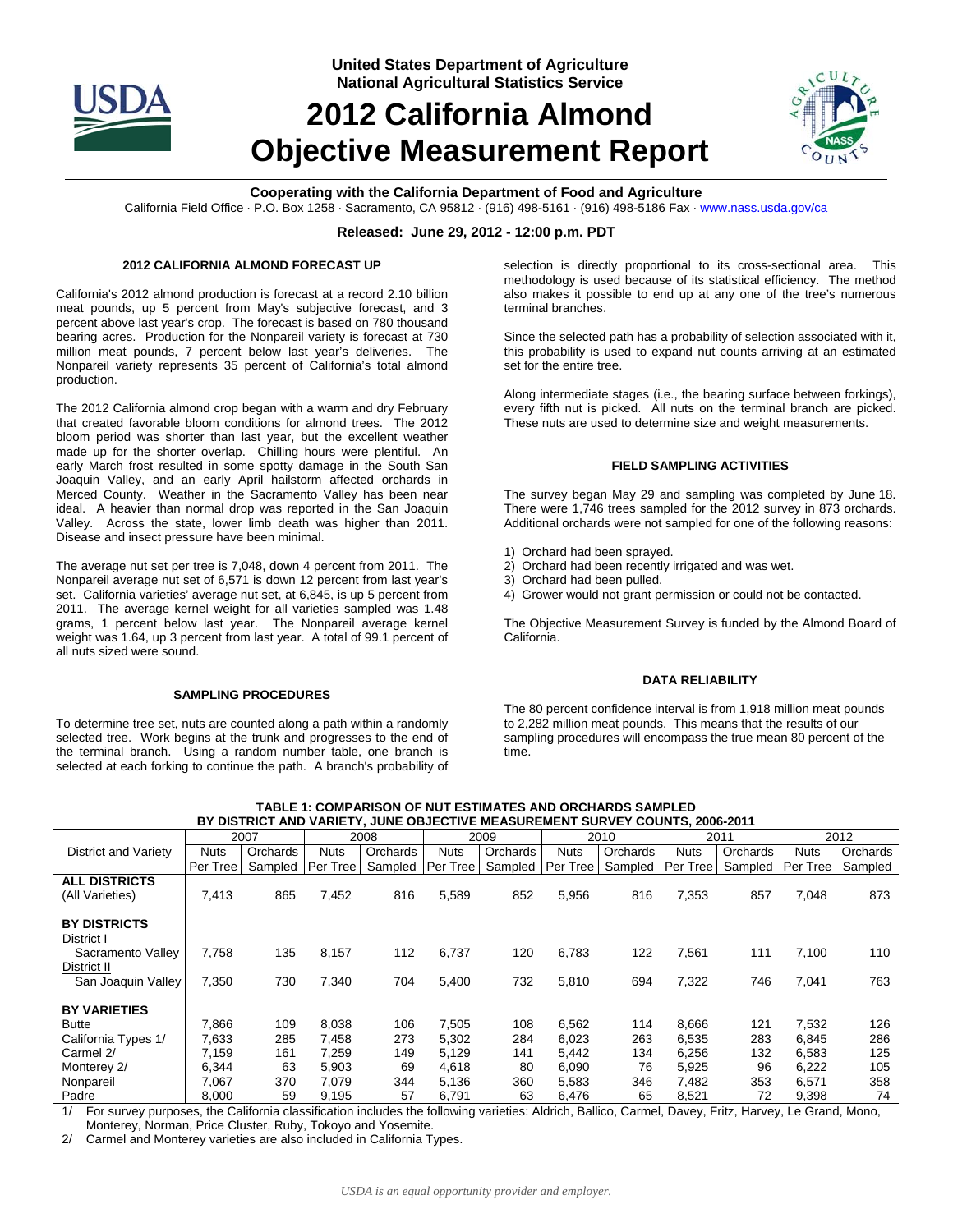United States Department of Agriculture
National Agricultural Statistics Service

# 2012 California Almond Objective Measurement Report

**Cooperating with the California Department of Food and Agriculture**

California Field Office · P.O. Box 1258 · Sacramento, CA 95812 · (916) 498-5161 · (916) 498-5186 Fax · www.nass.usda.gov/ca

**Released: June 29, 2012 - 12:00 p.m. PDT**

## 2012 CALIFORNIA ALMOND FORECAST UP

California's 2012 almond production is forecast at a record 2.10 billion meat pounds, up 5 percent from May's subjective forecast, and 3 percent above last year's crop. The forecast is based on 780 thousand bearing acres. Production for the Nonpareil variety is forecast at 730 million meat pounds, 7 percent below last year's deliveries. The Nonpareil variety represents 35 percent of California's total almond production.

The 2012 California almond crop began with a warm and dry February that created favorable bloom conditions for almond trees. The 2012 bloom period was shorter than last year, but the excellent weather made up for the shorter overlap. Chilling hours were plentiful. An early March frost resulted in some spotty damage in the South San Joaquin Valley, and an early April hailstorm affected orchards in Merced County. Weather in the Sacramento Valley has been near ideal. A heavier than normal drop was reported in the San Joaquin Valley. Across the state, lower limb death was higher than 2011. Disease and insect pressure have been minimal.

The average nut set per tree is 7,048, down 4 percent from 2011. The Nonpareil average nut set of 6,571 is down 12 percent from last year's set. California varieties' average nut set, at 6,845, is up 5 percent from 2011. The average kernel weight for all varieties sampled was 1.48 grams, 1 percent below last year. The Nonpareil average kernel weight was 1.64, up 3 percent from last year. A total of 99.1 percent of all nuts sized were sound.

## SAMPLING PROCEDURES

To determine tree set, nuts are counted along a path within a randomly selected tree. Work begins at the trunk and progresses to the end of the terminal branch. Using a random number table, one branch is selected at each forking to continue the path. A branch's probability of selection is directly proportional to its cross-sectional area. This methodology is used because of its statistical efficiency. The method also makes it possible to end up at any one of the tree's numerous terminal branches.

Since the selected path has a probability of selection associated with it, this probability is used to expand nut counts arriving at an estimated set for the entire tree.

Along intermediate stages (i.e., the bearing surface between forkings), every fifth nut is picked. All nuts on the terminal branch are picked. These nuts are used to determine size and weight measurements.

## FIELD SAMPLING ACTIVITIES

The survey began May 29 and sampling was completed by June 18. There were 1,746 trees sampled for the 2012 survey in 873 orchards. Additional orchards were not sampled for one of the following reasons:

1) Orchard had been sprayed.
2) Orchard had been recently irrigated and was wet.
3) Orchard had been pulled.
4) Grower would not grant permission or could not be contacted.

The Objective Measurement Survey is funded by the Almond Board of California.

## DATA RELIABILITY

The 80 percent confidence interval is from 1,918 million meat pounds to 2,282 million meat pounds. This means that the results of our sampling procedures will encompass the true mean 80 percent of the time.

**TABLE 1: COMPARISON OF NUT ESTIMATES AND ORCHARDS SAMPLED BY DISTRICT AND VARIETY, JUNE OBJECTIVE MEASUREMENT SURVEY COUNTS, 2006-2011**

| District and Variety | 2007 | | 2008 | | 2009 | | 2010 | | 2011 | | 2012 | |
|---|---|---|---|---|---|---|---|---|---|---|---|---|
| | Nuts Per Tree | Orchards Sampled | Nuts Per Tree | Orchards Sampled | Nuts Per Tree | Orchards Sampled | Nuts Per Tree | Orchards Sampled | Nuts Per Tree | Orchards Sampled | Nuts Per Tree | Orchards Sampled |
| **ALL DISTRICTS** (All Varieties) | 7,413 | 865 | 7,452 | 816 | 5,589 | 852 | 5,956 | 816 | 7,353 | 857 | 7,048 | 873 |
| **BY DISTRICTS** | | | | | | | | | | | | |
| District I Sacramento Valley | 7,758 | 135 | 8,157 | 112 | 6,737 | 120 | 6,783 | 122 | 7,561 | 111 | 7,100 | 110 |
| District II San Joaquin Valley | 7,350 | 730 | 7,340 | 704 | 5,400 | 732 | 5,810 | 694 | 7,322 | 746 | 7,041 | 763 |
| **BY VARIETIES** | | | | | | | | | | | | |
| Butte | 7,866 | 109 | 8,038 | 106 | 7,505 | 108 | 6,562 | 114 | 8,666 | 121 | 7,532 | 126 |
| California Types 1/ | 7,633 | 285 | 7,458 | 273 | 5,302 | 284 | 6,023 | 263 | 6,535 | 283 | 6,845 | 286 |
| Carmel 2/ | 7,159 | 161 | 7,259 | 149 | 5,129 | 141 | 5,442 | 134 | 6,256 | 132 | 6,583 | 125 |
| Monterey 2/ | 6,344 | 63 | 5,903 | 69 | 4,618 | 80 | 6,090 | 76 | 5,925 | 96 | 6,222 | 105 |
| Nonpareil | 7,067 | 370 | 7,079 | 344 | 5,136 | 360 | 5,583 | 346 | 7,482 | 353 | 6,571 | 358 |
| Padre | 8,000 | 59 | 9,195 | 57 | 6,791 | 63 | 6,476 | 65 | 8,521 | 72 | 9,398 | 74 |

1/ For survey purposes, the California classification includes the following varieties: Aldrich, Ballico, Carmel, Davey, Fritz, Harvey, Le Grand, Mono, Monterey, Norman, Price Cluster, Ruby, Tokoyo and Yosemite.

2/ Carmel and Monterey varieties are also included in California Types.

*USDA is an equal opportunity provider and employer.*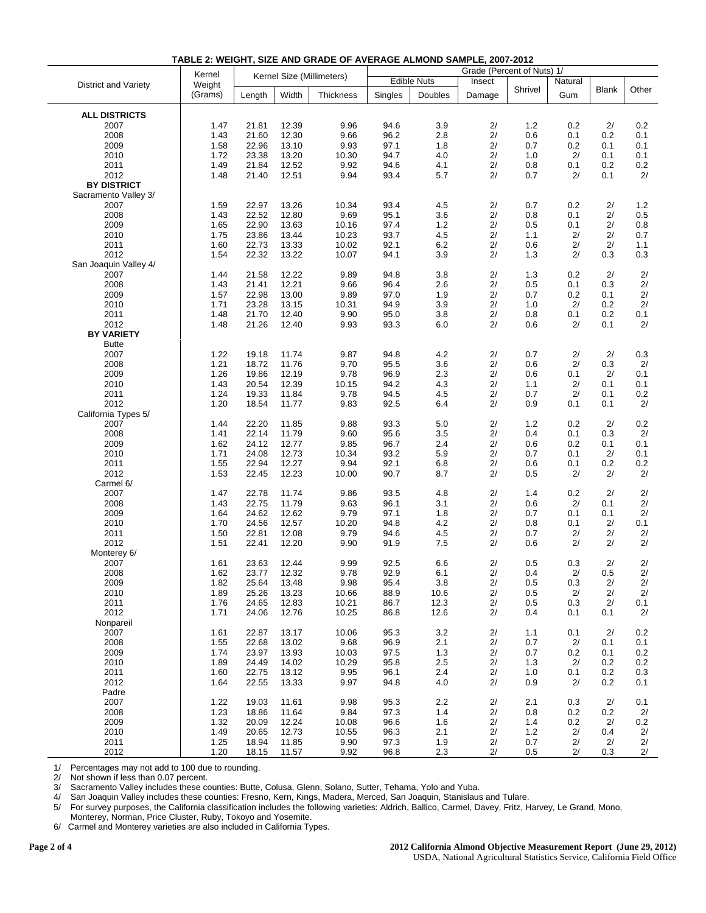**TABLE 2: WEIGHT, SIZE AND GRADE OF AVERAGE ALMOND SAMPLE, 2007-2012**

| District and Variety | Kernel Weight (Grams) | Kernel Size (Millimeters) | | | Grade (Percent of Nuts) 1/ | | | | | | |
|---|---|---|---|---|---|---|---|---|---|---|---|
| | | Length | Width | Thickness | Edible Nuts Singles | Edible Nuts Doubles | Insect Damage | Shrivel | Natural Gum | Blank | Other |
| **ALL DISTRICTS** | | | | | | | | | | | |
| 2007 | 1.47 | 21.81 | 12.39 | 9.96 | 94.6 | 3.9 | 2/ | 1.2 | 0.2 | 2/ | 0.2 |
| 2008 | 1.43 | 21.60 | 12.30 | 9.66 | 96.2 | 2.8 | 2/ | 0.6 | 0.1 | 0.2 | 0.1 |
| 2009 | 1.58 | 22.96 | 13.10 | 9.93 | 97.1 | 1.8 | 2/ | 0.7 | 0.2 | 0.1 | 0.1 |
| 2010 | 1.72 | 23.38 | 13.20 | 10.30 | 94.7 | 4.0 | 2/ | 1.0 | 2/ | 0.1 | 0.1 |
| 2011 | 1.49 | 21.84 | 12.52 | 9.92 | 94.6 | 4.1 | 2/ | 0.8 | 0.1 | 0.2 | 0.2 |
| 2012 | 1.48 | 21.40 | 12.51 | 9.94 | 93.4 | 5.7 | 2/ | 0.7 | 2/ | 0.1 | 2/ |
| **BY DISTRICT** | | | | | | | | | | | |
| Sacramento Valley 3/ | | | | | | | | | | | |
| 2007 | 1.59 | 22.97 | 13.26 | 10.34 | 93.4 | 4.5 | 2/ | 0.7 | 0.2 | 2/ | 1.2 |
| 2008 | 1.43 | 22.52 | 12.80 | 9.69 | 95.1 | 3.6 | 2/ | 0.8 | 0.1 | 2/ | 0.5 |
| 2009 | 1.65 | 22.90 | 13.63 | 10.16 | 97.4 | 1.2 | 2/ | 0.5 | 0.1 | 2/ | 0.8 |
| 2010 | 1.75 | 23.86 | 13.44 | 10.23 | 93.7 | 4.5 | 2/ | 1.1 | 2/ | 2/ | 0.7 |
| 2011 | 1.60 | 22.73 | 13.33 | 10.02 | 92.1 | 6.2 | 2/ | 0.6 | 2/ | 2/ | 1.1 |
| 2012 | 1.54 | 22.32 | 13.22 | 10.07 | 94.1 | 3.9 | 2/ | 1.3 | 2/ | 0.3 | 0.3 |
| San Joaquin Valley 4/ | | | | | | | | | | | |
| 2007 | 1.44 | 21.58 | 12.22 | 9.89 | 94.8 | 3.8 | 2/ | 1.3 | 0.2 | 2/ | 2/ |
| 2008 | 1.43 | 21.41 | 12.21 | 9.66 | 96.4 | 2.6 | 2/ | 0.5 | 0.1 | 0.3 | 2/ |
| 2009 | 1.57 | 22.98 | 13.00 | 9.89 | 97.0 | 1.9 | 2/ | 0.7 | 0.2 | 0.1 | 2/ |
| 2010 | 1.71 | 23.28 | 13.15 | 10.31 | 94.9 | 3.9 | 2/ | 1.0 | 2/ | 0.2 | 2/ |
| 2011 | 1.48 | 21.70 | 12.40 | 9.90 | 95.0 | 3.8 | 2/ | 0.8 | 0.1 | 0.2 | 0.1 |
| 2012 | 1.48 | 21.26 | 12.40 | 9.93 | 93.3 | 6.0 | 2/ | 0.6 | 2/ | 0.1 | 2/ |
| **BY VARIETY** | | | | | | | | | | | |
| Butte | | | | | | | | | | | |
| 2007 | 1.22 | 19.18 | 11.74 | 9.87 | 94.8 | 4.2 | 2/ | 0.7 | 2/ | 2/ | 0.3 |
| 2008 | 1.21 | 18.72 | 11.76 | 9.70 | 95.5 | 3.6 | 2/ | 0.6 | 2/ | 0.3 | 2/ |
| 2009 | 1.26 | 19.86 | 12.19 | 9.78 | 96.9 | 2.3 | 2/ | 0.6 | 0.1 | 2/ | 0.1 |
| 2010 | 1.43 | 20.54 | 12.39 | 10.15 | 94.2 | 4.3 | 2/ | 1.1 | 2/ | 0.1 | 0.1 |
| 2011 | 1.24 | 19.33 | 11.84 | 9.78 | 94.5 | 4.5 | 2/ | 0.7 | 2/ | 0.1 | 0.2 |
| 2012 | 1.20 | 18.54 | 11.77 | 9.83 | 92.5 | 6.4 | 2/ | 0.9 | 0.1 | 0.1 | 2/ |
| California Types 5/ | | | | | | | | | | | |
| 2007 | 1.44 | 22.20 | 11.85 | 9.88 | 93.3 | 5.0 | 2/ | 1.2 | 0.2 | 2/ | 0.2 |
| 2008 | 1.41 | 22.14 | 11.79 | 9.60 | 95.6 | 3.5 | 2/ | 0.4 | 0.1 | 0.3 | 2/ |
| 2009 | 1.62 | 24.12 | 12.77 | 9.85 | 96.7 | 2.4 | 2/ | 0.6 | 0.2 | 0.1 | 0.1 |
| 2010 | 1.71 | 24.08 | 12.73 | 10.34 | 93.2 | 5.9 | 2/ | 0.7 | 0.1 | 2/ | 0.1 |
| 2011 | 1.55 | 22.94 | 12.27 | 9.94 | 92.1 | 6.8 | 2/ | 0.6 | 0.1 | 0.2 | 0.2 |
| 2012 | 1.53 | 22.45 | 12.23 | 10.00 | 90.7 | 8.7 | 2/ | 0.5 | 2/ | 2/ | 2/ |
| Carmel 6/ | | | | | | | | | | | |
| 2007 | 1.47 | 22.78 | 11.74 | 9.86 | 93.5 | 4.8 | 2/ | 1.4 | 0.2 | 2/ | 2/ |
| 2008 | 1.43 | 22.75 | 11.79 | 9.63 | 96.1 | 3.1 | 2/ | 0.6 | 2/ | 0.1 | 2/ |
| 2009 | 1.64 | 24.62 | 12.62 | 9.79 | 97.1 | 1.8 | 2/ | 0.7 | 0.1 | 0.1 | 2/ |
| 2010 | 1.70 | 24.56 | 12.57 | 10.20 | 94.8 | 4.2 | 2/ | 0.8 | 0.1 | 2/ | 0.1 |
| 2011 | 1.50 | 22.81 | 12.08 | 9.79 | 94.6 | 4.5 | 2/ | 0.7 | 2/ | 2/ | 2/ |
| 2012 | 1.51 | 22.41 | 12.20 | 9.90 | 91.9 | 7.5 | 2/ | 0.6 | 2/ | 2/ | 2/ |
| Monterey 6/ | | | | | | | | | | | |
| 2007 | 1.61 | 23.63 | 12.44 | 9.99 | 92.5 | 6.6 | 2/ | 0.5 | 0.3 | 2/ | 2/ |
| 2008 | 1.62 | 23.77 | 12.32 | 9.78 | 92.9 | 6.1 | 2/ | 0.4 | 2/ | 0.5 | 2/ |
| 2009 | 1.82 | 25.64 | 13.48 | 9.98 | 95.4 | 3.8 | 2/ | 0.5 | 0.3 | 2/ | 2/ |
| 2010 | 1.89 | 25.26 | 13.23 | 10.66 | 88.9 | 10.6 | 2/ | 0.5 | 2/ | 2/ | 2/ |
| 2011 | 1.76 | 24.65 | 12.83 | 10.21 | 86.7 | 12.3 | 2/ | 0.5 | 0.3 | 2/ | 0.1 |
| 2012 | 1.71 | 24.06 | 12.76 | 10.25 | 86.8 | 12.6 | 2/ | 0.4 | 0.1 | 0.1 | 2/ |
| Nonpareil | | | | | | | | | | | |
| 2007 | 1.61 | 22.87 | 13.17 | 10.06 | 95.3 | 3.2 | 2/ | 1.1 | 0.1 | 2/ | 0.2 |
| 2008 | 1.55 | 22.68 | 13.02 | 9.68 | 96.9 | 2.1 | 2/ | 0.7 | 2/ | 0.1 | 0.1 |
| 2009 | 1.74 | 23.97 | 13.93 | 10.03 | 97.5 | 1.3 | 2/ | 0.7 | 0.2 | 0.1 | 0.2 |
| 2010 | 1.89 | 24.49 | 14.02 | 10.29 | 95.8 | 2.5 | 2/ | 1.3 | 2/ | 0.2 | 0.2 |
| 2011 | 1.60 | 22.75 | 13.12 | 9.95 | 96.1 | 2.4 | 2/ | 1.0 | 0.1 | 0.2 | 0.3 |
| 2012 | 1.64 | 22.55 | 13.33 | 9.97 | 94.8 | 4.0 | 2/ | 0.9 | 2/ | 0.2 | 0.1 |
| Padre | | | | | | | | | | | |
| 2007 | 1.22 | 19.03 | 11.61 | 9.98 | 95.3 | 2.2 | 2/ | 2.1 | 0.3 | 2/ | 0.1 |
| 2008 | 1.23 | 18.86 | 11.64 | 9.84 | 97.3 | 1.4 | 2/ | 0.8 | 0.2 | 0.2 | 2/ |
| 2009 | 1.32 | 20.09 | 12.24 | 10.08 | 96.6 | 1.6 | 2/ | 1.4 | 0.2 | 2/ | 0.2 |
| 2010 | 1.49 | 20.65 | 12.73 | 10.55 | 96.3 | 2.1 | 2/ | 1.2 | 2/ | 0.4 | 2/ |
| 2011 | 1.25 | 18.94 | 11.85 | 9.90 | 97.3 | 1.9 | 2/ | 0.7 | 2/ | 2/ | 2/ |
| 2012 | 1.20 | 18.15 | 11.57 | 9.92 | 96.8 | 2.3 | 2/ | 0.5 | 2/ | 0.3 | 2/ |

1/ Percentages may not add to 100 due to rounding.
2/ Not shown if less than 0.07 percent.
3/ Sacramento Valley includes these counties: Butte, Colusa, Glenn, Solano, Sutter, Tehama, Yolo and Yuba.
4/ San Joaquin Valley includes these counties: Fresno, Kern, Kings, Madera, Merced, San Joaquin, Stanislaus and Tulare.
5/ For survey purposes, the California classification includes the following varieties: Aldrich, Ballico, Carmel, Davey, Fritz, Harvey, Le Grand, Mono, Monterey, Norman, Price Cluster, Ruby, Tokoyo and Yosemite.
6/ Carmel and Monterey varieties are also included in California Types.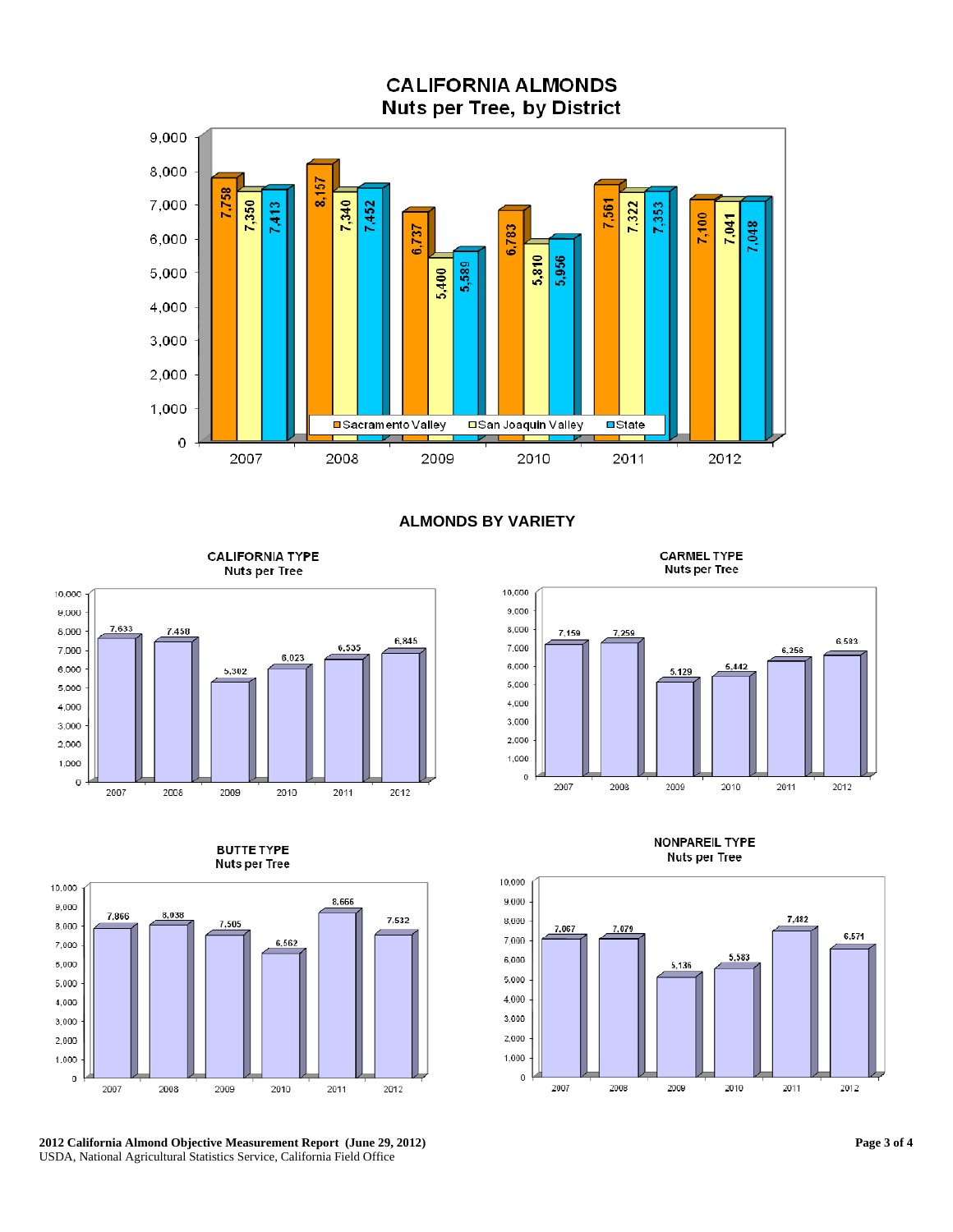# CALIFORNIA ALMONDS
## Nuts per Tree, by District

| Year | Sacramento Valley | San Joaquin Valley | State |
|---|---|---|---|
| 2007 | 7,758 | 7,350 | 7,413 |
| 2008 | 8,157 | 7,340 | 7,452 |
| 2009 | 6,737 | 5,400 | 5,589 |
| 2010 | 6,783 | 5,810 | 5,956 |
| 2011 | 7,561 | 7,322 | 7,353 |
| 2012 | 7,100 | 7,041 | 7,048 |

## ALMONDS BY VARIETY

### CALIFORNIA TYPE
Nuts per Tree

| 2007 | 2008 | 2009 | 2010 | 2011 | 2012 |
|---|---|---|---|---|---|
| 7,633 | 7,458 | 5,302 | 6,023 | 6,535 | 6,845 |

### CARMEL TYPE
Nuts per Tree

| 2007 | 2008 | 2009 | 2010 | 2011 | 2012 |
|---|---|---|---|---|---|
| 7,159 | 7,259 | 5,129 | 5,442 | 6,256 | 6,583 |

### BUTTE TYPE
Nuts per Tree

| 2007 | 2008 | 2009 | 2010 | 2011 | 2012 |
|---|---|---|---|---|---|
| 7,866 | 8,038 | 7,505 | 6,562 | 8,666 | 7,532 |

### NONPAREIL TYPE
Nuts per Tree

| 2007 | 2008 | 2009 | 2010 | 2011 | 2012 |
|---|---|---|---|---|---|
| 7,067 | 7,079 | 5,136 | 5,583 | 7,482 | 6,571 |

**2012 California Almond Objective Measurement Report (June 29, 2012)**
USDA, National Agricultural Statistics Service, California Field Office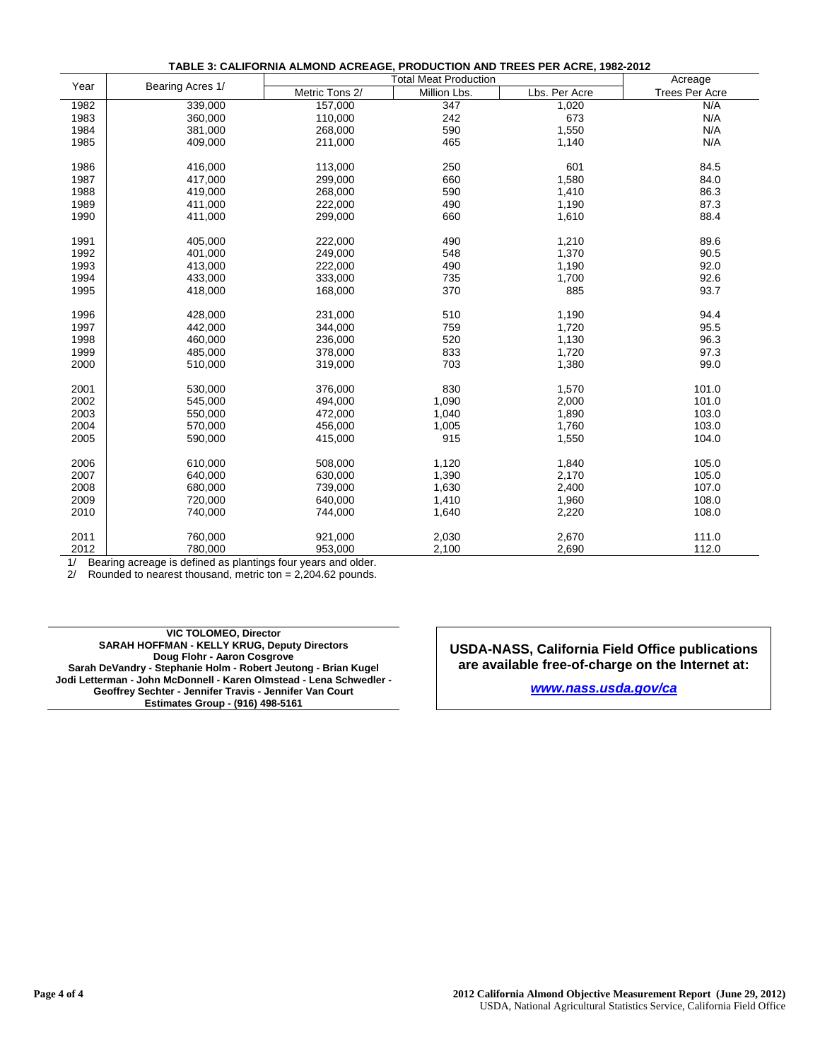**TABLE 3: CALIFORNIA ALMOND ACREAGE, PRODUCTION AND TREES PER ACRE, 1982-2012**

| Year | Bearing Acres 1/ | Total Meat Production | | | Acreage |
|---|---|---|---|---|---|
| | | Metric Tons 2/ | Million Lbs. | Lbs. Per Acre | Trees Per Acre |
| 1982 | 339,000 | 157,000 | 347 | 1,020 | N/A |
| 1983 | 360,000 | 110,000 | 242 | 673 | N/A |
| 1984 | 381,000 | 268,000 | 590 | 1,550 | N/A |
| 1985 | 409,000 | 211,000 | 465 | 1,140 | N/A |
| 1986 | 416,000 | 113,000 | 250 | 601 | 84.5 |
| 1987 | 417,000 | 299,000 | 660 | 1,580 | 84.0 |
| 1988 | 419,000 | 268,000 | 590 | 1,410 | 86.3 |
| 1989 | 411,000 | 222,000 | 490 | 1,190 | 87.3 |
| 1990 | 411,000 | 299,000 | 660 | 1,610 | 88.4 |
| 1991 | 405,000 | 222,000 | 490 | 1,210 | 89.6 |
| 1992 | 401,000 | 249,000 | 548 | 1,370 | 90.5 |
| 1993 | 413,000 | 222,000 | 490 | 1,190 | 92.0 |
| 1994 | 433,000 | 333,000 | 735 | 1,700 | 92.6 |
| 1995 | 418,000 | 168,000 | 370 | 885 | 93.7 |
| 1996 | 428,000 | 231,000 | 510 | 1,190 | 94.4 |
| 1997 | 442,000 | 344,000 | 759 | 1,720 | 95.5 |
| 1998 | 460,000 | 236,000 | 520 | 1,130 | 96.3 |
| 1999 | 485,000 | 378,000 | 833 | 1,720 | 97.3 |
| 2000 | 510,000 | 319,000 | 703 | 1,380 | 99.0 |
| 2001 | 530,000 | 376,000 | 830 | 1,570 | 101.0 |
| 2002 | 545,000 | 494,000 | 1,090 | 2,000 | 101.0 |
| 2003 | 550,000 | 472,000 | 1,040 | 1,890 | 103.0 |
| 2004 | 570,000 | 456,000 | 1,005 | 1,760 | 103.0 |
| 2005 | 590,000 | 415,000 | 915 | 1,550 | 104.0 |
| 2006 | 610,000 | 508,000 | 1,120 | 1,840 | 105.0 |
| 2007 | 640,000 | 630,000 | 1,390 | 2,170 | 105.0 |
| 2008 | 680,000 | 739,000 | 1,630 | 2,400 | 107.0 |
| 2009 | 720,000 | 640,000 | 1,410 | 1,960 | 108.0 |
| 2010 | 740,000 | 744,000 | 1,640 | 2,220 | 108.0 |
| 2011 | 760,000 | 921,000 | 2,030 | 2,670 | 111.0 |
| 2012 | 780,000 | 953,000 | 2,100 | 2,690 | 112.0 |

1/ Bearing acreage is defined as plantings four years and older.
2/ Rounded to nearest thousand, metric ton = 2,204.62 pounds.

**VIC TOLOMEO, Director**
**SARAH HOFFMAN - KELLY KRUG, Deputy Directors**
**Doug Flohr - Aaron Cosgrove**
**Sarah DeVandry - Stephanie Holm - Robert Jeutong - Brian Kugel**
**Jodi Letterman - John McDonnell - Karen Olmstead - Lena Schwedler -**
**Geoffrey Sechter - Jennifer Travis - Jennifer Van Court**
**Estimates Group - (916) 498-5161**

**USDA-NASS, California Field Office publications are available free-of-charge on the Internet at:**

***www.nass.usda.gov/ca***